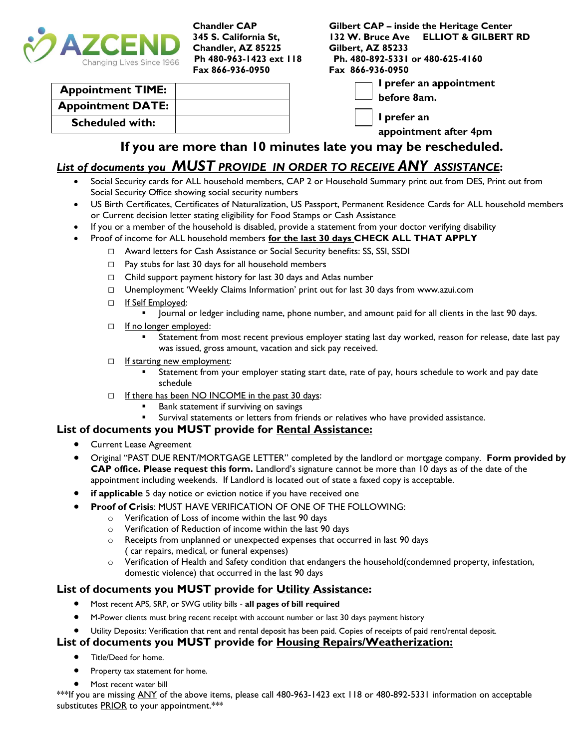AZCEND
Changing Lives Since 1966

**Chandler CAP**
**345 S. California St,**
**Chandler, AZ 85225**
**Ph 480-963-1423 ext 118**
**Fax 866-936-0950**

**Gilbert CAP – inside the Heritage Center**
**132 W. Bruce Ave ELLIOT & GILBERT RD**
**Gilbert, AZ 85233**
**Ph. 480-892-5331 or 480-625-4160**
**Fax 866-936-0950**

| **Appointment TIME:** | |
|---|---|
| **Appointment DATE:** | |
| **Scheduled with:** | |

☐ **I prefer an appointment before 8am.**

☐ **I prefer an appointment after 4pm**

## If you are more than 10 minutes late you may be rescheduled.

## *List of documents you MUST PROVIDE IN ORDER TO RECEIVE ANY ASSISTANCE*:

- Social Security cards for ALL household members, CAP 2 or Household Summary print out from DES, Print out from Social Security Office showing social security numbers
- US Birth Certificates, Certificates of Naturalization, US Passport, Permanent Residence Cards for ALL household members or Current decision letter stating eligibility for Food Stamps or Cash Assistance
- If you or a member of the household is disabled, provide a statement from your doctor verifying disability
- Proof of income for ALL household members **for the last 30 days CHECK ALL THAT APPLY**
  - ☐ Award letters for Cash Assistance or Social Security benefits: SS, SSI, SSDI
  - ☐ Pay stubs for last 30 days for all household members
  - ☐ Child support payment history for last 30 days and Atlas number
  - ☐ Unemployment 'Weekly Claims Information' print out for last 30 days from www.azui.com
  - ☐ If Self Employed:
    - Journal or ledger including name, phone number, and amount paid for all clients in the last 90 days.
  - ☐ If no longer employed:
    - Statement from most recent previous employer stating last day worked, reason for release, date last pay was issued, gross amount, vacation and sick pay received.
  - ☐ If starting new employment:
    - Statement from your employer stating start date, rate of pay, hours schedule to work and pay date schedule
  - ☐ If there has been NO INCOME in the past 30 days:
    - Bank statement if surviving on savings
    - Survival statements or letters from friends or relatives who have provided assistance.

## List of documents you MUST provide for Rental Assistance:

- Current Lease Agreement
- Original "PAST DUE RENT/MORTGAGE LETTER" completed by the landlord or mortgage company. **Form provided by CAP office. Please request this form.** Landlord's signature cannot be more than 10 days as of the date of the appointment including weekends. If Landlord is located out of state a faxed copy is acceptable.
- **if applicable** 5 day notice or eviction notice if you have received one
- **Proof of Crisis**: MUST HAVE VERIFICATION OF ONE OF THE FOLLOWING:
  - Verification of Loss of income within the last 90 days
  - Verification of Reduction of income within the last 90 days
  - Receipts from unplanned or unexpected expenses that occurred in last 90 days ( car repairs, medical, or funeral expenses)
  - Verification of Health and Safety condition that endangers the household(condemned property, infestation, domestic violence) that occurred in the last 90 days

## List of documents you MUST provide for Utility Assistance:

- Most recent APS, SRP, or SWG utility bills - **all pages of bill required**
- M-Power clients must bring recent receipt with account number or last 30 days payment history
- Utility Deposits: Verification that rent and rental deposit has been paid. Copies of receipts of paid rent/rental deposit.

## List of documents you MUST provide for Housing Repairs/Weatherization:

- Title/Deed for home.
- Property tax statement for home.
- Most recent water bill

***If you are missing ANY of the above items, please call 480-963-1423 ext 118 or 480-892-5331 information on acceptable substitutes PRIOR to your appointment.***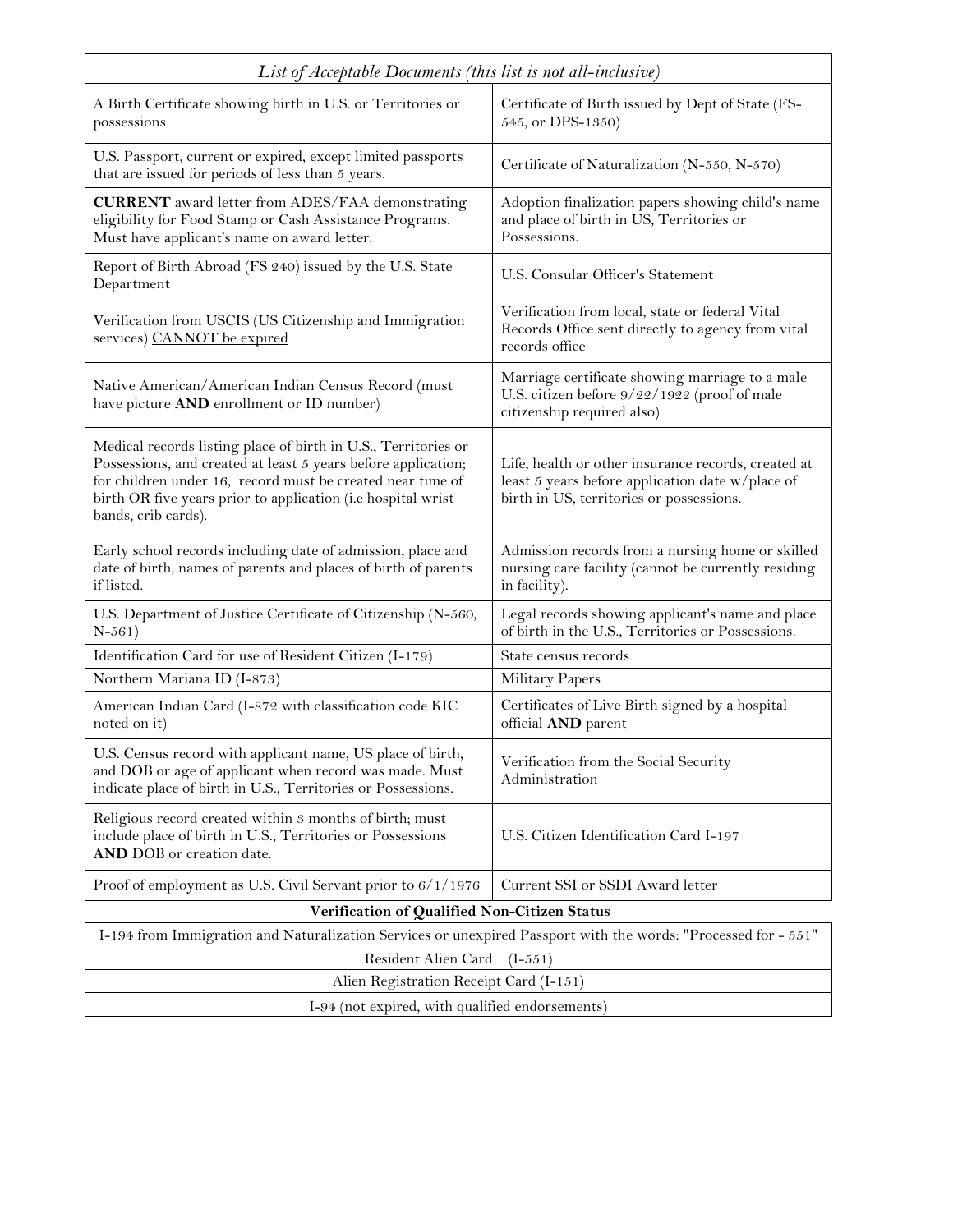| *List of Acceptable Documents (this list is not all-inclusive)* | |
|---|---|
| A Birth Certificate showing birth in U.S. or Territories or possessions | Certificate of Birth issued by Dept of State (FS-545, or DPS-1350) |
| U.S. Passport, current or expired, except limited passports that are issued for periods of less than 5 years. | Certificate of Naturalization (N-550, N-570) |
| **CURRENT** award letter from ADES/FAA demonstrating eligibility for Food Stamp or Cash Assistance Programs. Must have applicant's name on award letter. | Adoption finalization papers showing child's name and place of birth in US, Territories or Possessions. |
| Report of Birth Abroad (FS 240) issued by the U.S. State Department | U.S. Consular Officer's Statement |
| Verification from USCIS (US Citizenship and Immigration services) CANNOT be expired | Verification from local, state or federal Vital Records Office sent directly to agency from vital records office |
| Native American/American Indian Census Record (must have picture **AND** enrollment or ID number) | Marriage certificate showing marriage to a male U.S. citizen before 9/22/1922 (proof of male citizenship required also) |
| Medical records listing place of birth in U.S., Territories or Possessions, and created at least 5 years before application; for children under 16, record must be created near time of birth OR five years prior to application (i.e hospital wrist bands, crib cards). | Life, health or other insurance records, created at least 5 years before application date w/place of birth in US, territories or possessions. |
| Early school records including date of admission, place and date of birth, names of parents and places of birth of parents if listed. | Admission records from a nursing home or skilled nursing care facility (cannot be currently residing in facility). |
| U.S. Department of Justice Certificate of Citizenship (N-560, N-561) | Legal records showing applicant's name and place of birth in the U.S., Territories or Possessions. |
| Identification Card for use of Resident Citizen (I-179) | State census records |
| Northern Mariana ID (I-873) | Military Papers |
| American Indian Card (I-872 with classification code KIC noted on it) | Certificates of Live Birth signed by a hospital official **AND** parent |
| U.S. Census record with applicant name, US place of birth, and DOB or age of applicant when record was made. Must indicate place of birth in U.S., Territories or Possessions. | Verification from the Social Security Administration |
| Religious record created within 3 months of birth; must include place of birth in U.S., Territories or Possessions **AND** DOB or creation date. | U.S. Citizen Identification Card I-197 |
| Proof of employment as U.S. Civil Servant prior to 6/1/1976 | Current SSI or SSDI Award letter |
| **Verification of Qualified Non-Citizen Status** | |
| I-194 from Immigration and Naturalization Services or unexpired Passport with the words: "Processed for - 551" | |
| Resident Alien Card (I-551) | |
| Alien Registration Receipt Card (I-151) | |
| I-94 (not expired, with qualified endorsements) | |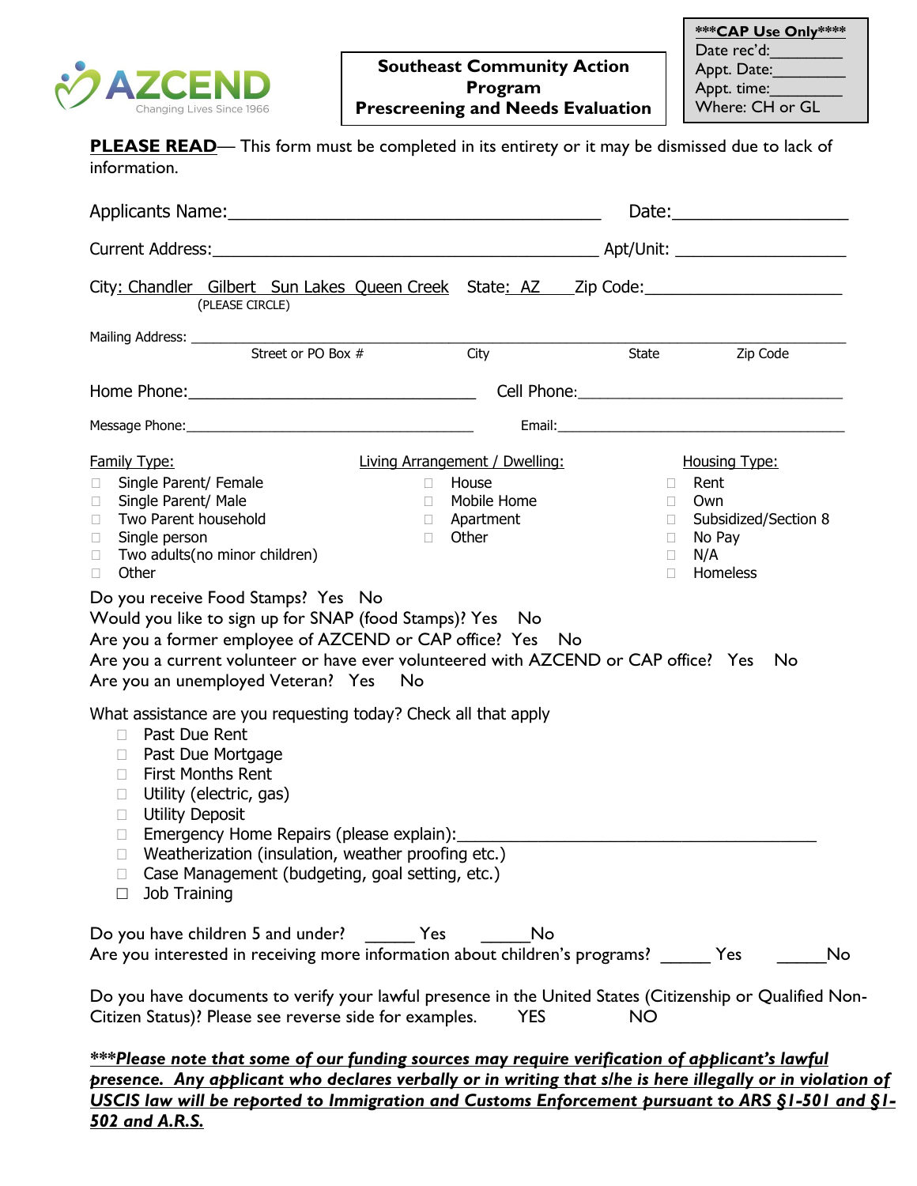AZCEND
Changing Lives Since 1966

**Southeast Community Action Program**
**Prescreening and Needs Evaluation**

| ***CAP Use Only**** |
|---|
| Date rec'd:________ |
| Appt. Date:________ |
| Appt. time:________ |
| Where: CH or GL |

**PLEASE READ**— This form must be completed in its entirety or it may be dismissed due to lack of information.

Applicants Name:_______________________________________ Date:_________________

Current Address:__________________________________________ Apt/Unit: __________________

City: Chandler Gilbert Sun Lakes Queen Creek State: AZ Zip Code:_____________________
(PLEASE CIRCLE)

Mailing Address: ___________________________________________________________________
Street or PO Box # City State Zip Code

Home Phone:_______________________________ Cell Phone:_____________________________

Message Phone:_____________________________ Email:_________________________________

**Family Type:**
- ☐ Single Parent/ Female
- ☐ Single Parent/ Male
- ☐ Two Parent household
- ☐ Single person
- ☐ Two adults(no minor children)
- ☐ Other

**Living Arrangement / Dwelling:**
- ☐ House
- ☐ Mobile Home
- ☐ Apartment
- ☐ Other

**Housing Type:**
- ☐ Rent
- ☐ Own
- ☐ Subsidized/Section 8
- ☐ No Pay
- ☐ N/A
- ☐ Homeless

Do you receive Food Stamps? Yes No
Would you like to sign up for SNAP (food Stamps)? Yes No
Are you a former employee of AZCEND or CAP office? Yes No
Are you a current volunteer or have ever volunteered with AZCEND or CAP office? Yes No
Are you an unemployed Veteran? Yes No

What assistance are you requesting today? Check all that apply
- ☐ Past Due Rent
- ☐ Past Due Mortgage
- ☐ First Months Rent
- ☐ Utility (electric, gas)
- ☐ Utility Deposit
- ☐ Emergency Home Repairs (please explain):________________________________________
- ☐ Weatherization (insulation, weather proofing etc.)
- ☐ Case Management (budgeting, goal setting, etc.)
- ☐ Job Training

Do you have children 5 and under? ______ Yes ______No
Are you interested in receiving more information about children's programs? ______ Yes ______No

Do you have documents to verify your lawful presence in the United States (Citizenship or Qualified Non-Citizen Status)? Please see reverse side for examples. YES NO

***Please note that some of our funding sources may require verification of applicant's lawful presence. Any applicant who declares verbally or in writing that s/he is here illegally or in violation of USCIS law will be reported to Immigration and Customs Enforcement pursuant to ARS §1-501 and §1-502 and A.R.S.***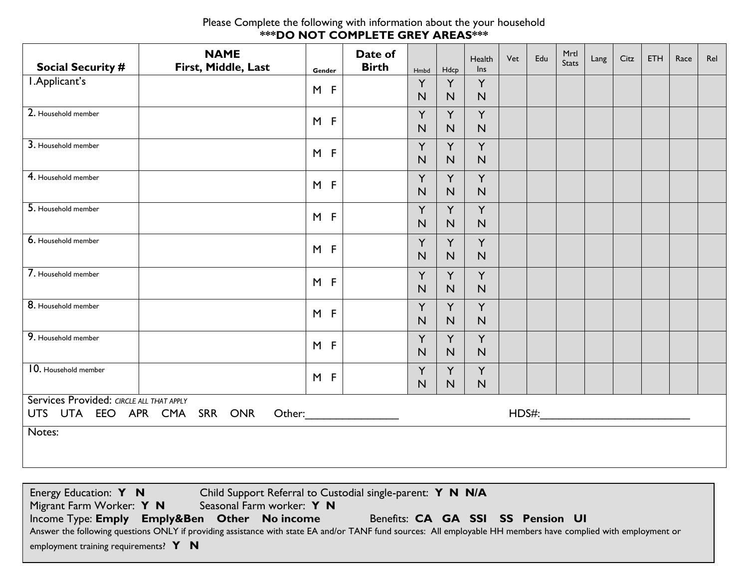Please Complete the following with information about the your household

**\*\*\*DO NOT COMPLETE GREY AREAS\*\*\***

| Social Security # | NAME First, Middle, Last | Gender | Date of Birth | Hmbd | Hdcp | Health Ins | Vet | Edu | Mrtl Stats | Lang | Citz | ETH | Race | Rel |
|---|---|---|---|---|---|---|---|---|---|---|---|---|---|---|
| 1.Applicant's | | M F | | Y N | Y N | Y N | | | | | | | | |
| 2. Household member | | M F | | Y N | Y N | Y N | | | | | | | | |
| 3. Household member | | M F | | Y N | Y N | Y N | | | | | | | | |
| 4. Household member | | M F | | Y N | Y N | Y N | | | | | | | | |
| 5. Household member | | M F | | Y N | Y N | Y N | | | | | | | | |
| 6. Household member | | M F | | Y N | Y N | Y N | | | | | | | | |
| 7. Household member | | M F | | Y N | Y N | Y N | | | | | | | | |
| 8. Household member | | M F | | Y N | Y N | Y N | | | | | | | | |
| 9. Household member | | M F | | Y N | Y N | Y N | | | | | | | | |
| 10. Household member | | M F | | Y N | Y N | Y N | | | | | | | | |

Services Provided: *CIRCLE ALL THAT APPLY*

UTS UTA EEO APR CMA SRR ONR Other:________________ HDS#:__________________________

Notes:

Energy Education: **Y N** Child Support Referral to Custodial single-parent: **Y N N/A**

Migrant Farm Worker: **Y N** Seasonal Farm worker: **Y N**

Income Type: **Emply Emply&Ben Other No income** Benefits: **CA GA SSI SS Pension UI**

Answer the following questions ONLY if providing assistance with state EA and/or TANF fund sources: All employable HH members have complied with employment or employment training requirements? **Y N**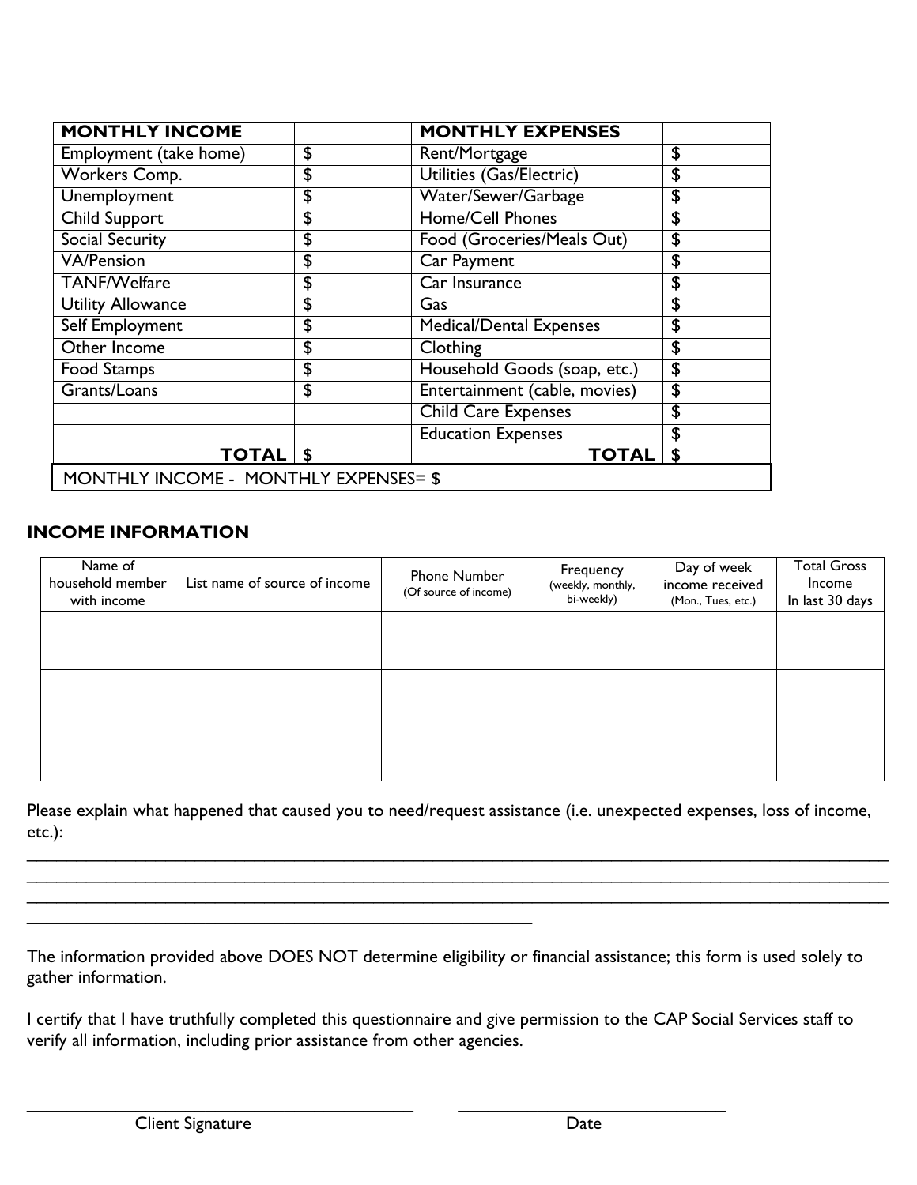| MONTHLY INCOME | | MONTHLY EXPENSES | |
|---|---|---|---|
| Employment (take home) | $ | Rent/Mortgage | $ |
| Workers Comp. | $ | Utilities (Gas/Electric) | $ |
| Unemployment | $ | Water/Sewer/Garbage | $ |
| Child Support | $ | Home/Cell Phones | $ |
| Social Security | $ | Food (Groceries/Meals Out) | $ |
| VA/Pension | $ | Car Payment | $ |
| TANF/Welfare | $ | Car Insurance | $ |
| Utility Allowance | $ | Gas | $ |
| Self Employment | $ | Medical/Dental Expenses | $ |
| Other Income | $ | Clothing | $ |
| Food Stamps | $ | Household Goods (soap, etc.) | $ |
| Grants/Loans | $ | Entertainment (cable, movies) | $ |
| | | Child Care Expenses | $ |
| | | Education Expenses | $ |
| **TOTAL** | **$** | **TOTAL** | **$** |
| MONTHLY INCOME - MONTHLY EXPENSES= $ | | | |

**INCOME INFORMATION**

| Name of household member with income | List name of source of income | Phone Number (Of source of income) | Frequency (weekly, monthly, bi-weekly) | Day of week income received (Mon., Tues, etc.) | Total Gross Income In last 30 days |
|---|---|---|---|---|---|
| | | | | | |
| | | | | | |
| | | | | | |

Please explain what happened that caused you to need/request assistance (i.e. unexpected expenses, loss of income, etc.):

________________________________________________________________________________________________
________________________________________________________________________________________________
________________________________________________________________________________________________
________________________________________________________

The information provided above DOES NOT determine eligibility or financial assistance; this form is used solely to gather information.

I certify that I have truthfully completed this questionnaire and give permission to the CAP Social Services staff to verify all information, including prior assistance from other agencies.

___________________________________________ ______________________________
Client Signature Date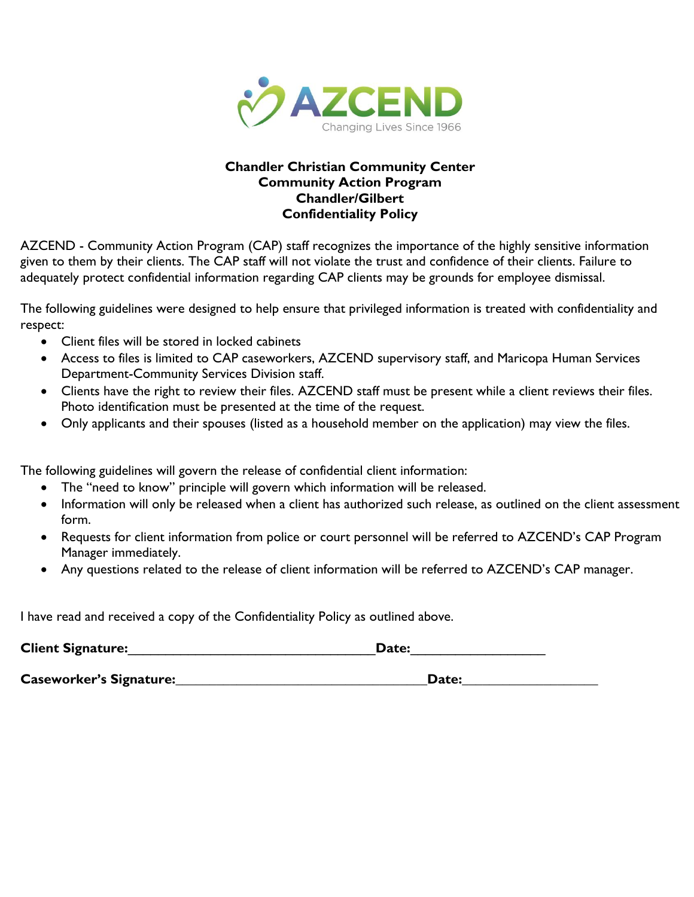AZCEND
Changing Lives Since 1966

**Chandler Christian Community Center**
**Community Action Program**
**Chandler/Gilbert**
**Confidentiality Policy**

AZCEND - Community Action Program (CAP) staff recognizes the importance of the highly sensitive information given to them by their clients. The CAP staff will not violate the trust and confidence of their clients. Failure to adequately protect confidential information regarding CAP clients may be grounds for employee dismissal.

The following guidelines were designed to help ensure that privileged information is treated with confidentiality and respect:

- Client files will be stored in locked cabinets
- Access to files is limited to CAP caseworkers, AZCEND supervisory staff, and Maricopa Human Services Department-Community Services Division staff.
- Clients have the right to review their files. AZCEND staff must be present while a client reviews their files. Photo identification must be presented at the time of the request.
- Only applicants and their spouses (listed as a household member on the application) may view the files.

The following guidelines will govern the release of confidential client information:

- The "need to know" principle will govern which information will be released.
- Information will only be released when a client has authorized such release, as outlined on the client assessment form.
- Requests for client information from police or court personnel will be referred to AZCEND's CAP Program Manager immediately.
- Any questions related to the release of client information will be referred to AZCEND's CAP manager.

I have read and received a copy of the Confidentiality Policy as outlined above.

**Client Signature:**_________________________________**Date:**__________________

**Caseworker's Signature:**_________________________________**Date:**__________________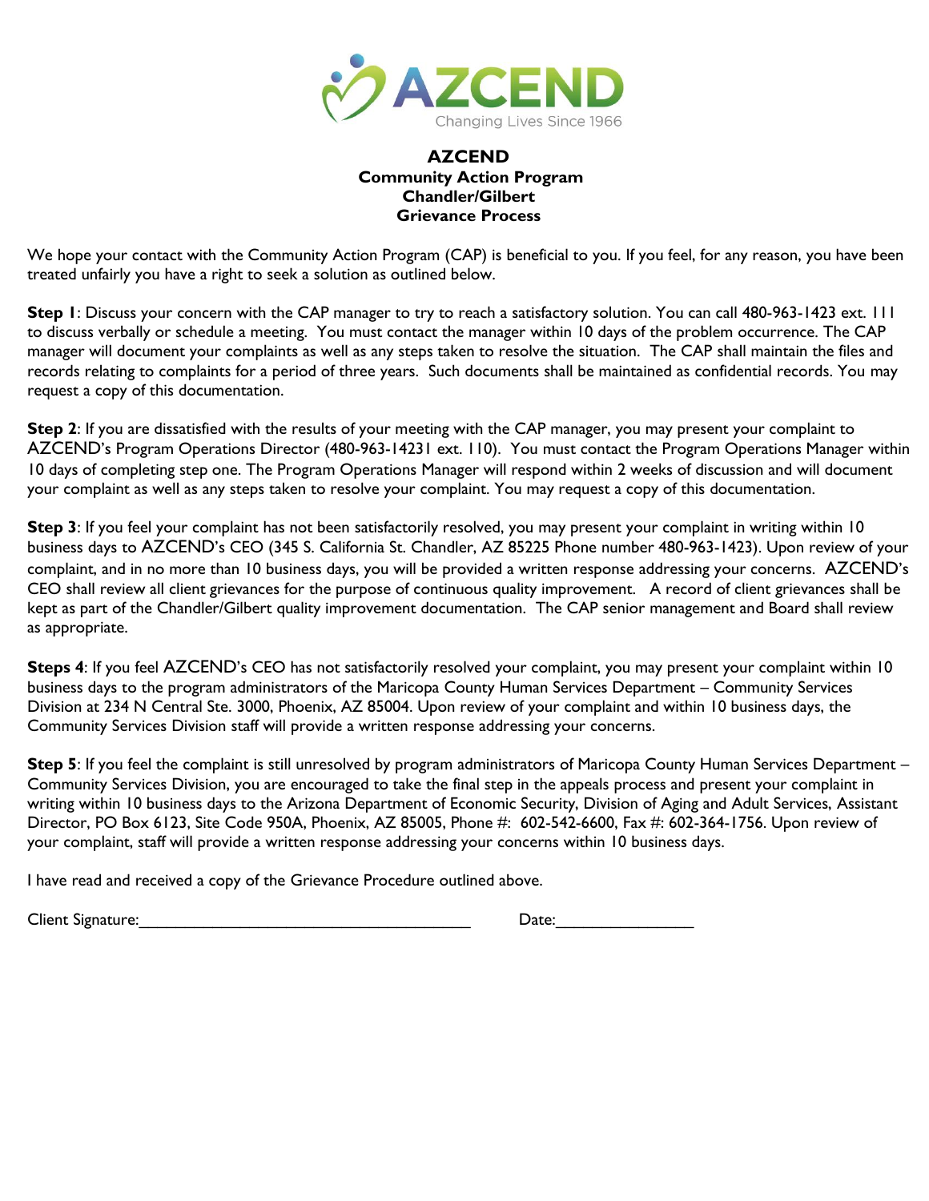# AZCEND
## Community Action Program
## Chandler/Gilbert
## Grievance Process

We hope your contact with the Community Action Program (CAP) is beneficial to you. If you feel, for any reason, you have been treated unfairly you have a right to seek a solution as outlined below.

**Step 1**: Discuss your concern with the CAP manager to try to reach a satisfactory solution. You can call 480-963-1423 ext. 111 to discuss verbally or schedule a meeting. You must contact the manager within 10 days of the problem occurrence. The CAP manager will document your complaints as well as any steps taken to resolve the situation. The CAP shall maintain the files and records relating to complaints for a period of three years. Such documents shall be maintained as confidential records. You may request a copy of this documentation.

**Step 2**: If you are dissatisfied with the results of your meeting with the CAP manager, you may present your complaint to AZCEND's Program Operations Director (480-963-14231 ext. 110). You must contact the Program Operations Manager within 10 days of completing step one. The Program Operations Manager will respond within 2 weeks of discussion and will document your complaint as well as any steps taken to resolve your complaint. You may request a copy of this documentation.

**Step 3**: If you feel your complaint has not been satisfactorily resolved, you may present your complaint in writing within 10 business days to AZCEND's CEO (345 S. California St. Chandler, AZ 85225 Phone number 480-963-1423). Upon review of your complaint, and in no more than 10 business days, you will be provided a written response addressing your concerns. AZCEND's CEO shall review all client grievances for the purpose of continuous quality improvement. A record of client grievances shall be kept as part of the Chandler/Gilbert quality improvement documentation. The CAP senior management and Board shall review as appropriate.

**Steps 4**: If you feel AZCEND's CEO has not satisfactorily resolved your complaint, you may present your complaint within 10 business days to the program administrators of the Maricopa County Human Services Department – Community Services Division at 234 N Central Ste. 3000, Phoenix, AZ 85004. Upon review of your complaint and within 10 business days, the Community Services Division staff will provide a written response addressing your concerns.

**Step 5**: If you feel the complaint is still unresolved by program administrators of Maricopa County Human Services Department – Community Services Division, you are encouraged to take the final step in the appeals process and present your complaint in writing within 10 business days to the Arizona Department of Economic Security, Division of Aging and Adult Services, Assistant Director, PO Box 6123, Site Code 950A, Phoenix, AZ 85005, Phone #: 602-542-6600, Fax #: 602-364-1756. Upon review of your complaint, staff will provide a written response addressing your concerns within 10 business days.

I have read and received a copy of the Grievance Procedure outlined above.

Client Signature:_______________________________________ Date:________________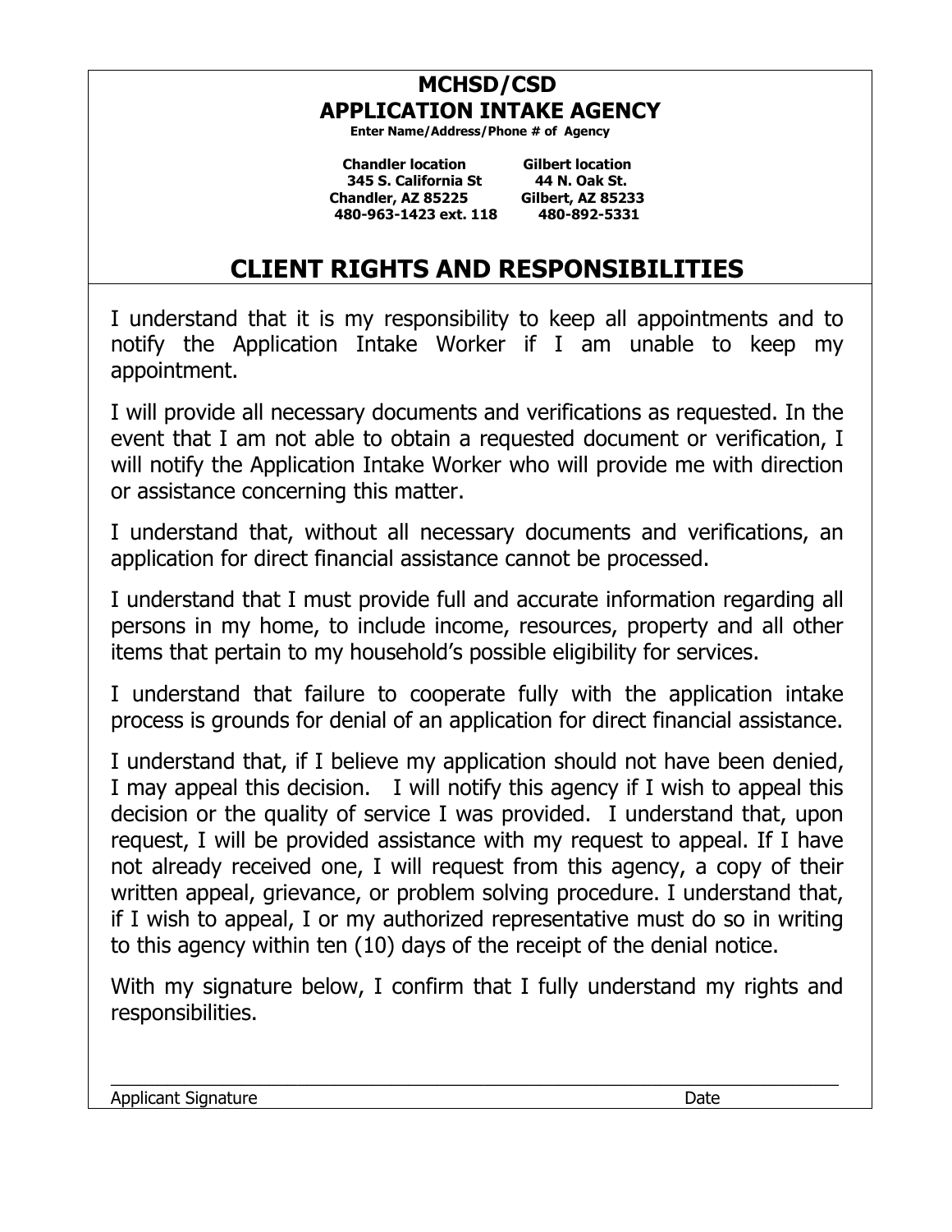**MCHSD/CSD**

**APPLICATION INTAKE AGENCY**

**Enter Name/Address/Phone # of Agency**

| | |
|---|---|
| **Chandler location** | **Gilbert location** |
| **345 S. California St** | **44 N. Oak St.** |
| **Chandler, AZ 85225** | **Gilbert, AZ 85233** |
| **480-963-1423 ext. 118** | **480-892-5331** |

# CLIENT RIGHTS AND RESPONSIBILITIES

I understand that it is my responsibility to keep all appointments and to notify the Application Intake Worker if I am unable to keep my appointment.

I will provide all necessary documents and verifications as requested. In the event that I am not able to obtain a requested document or verification, I will notify the Application Intake Worker who will provide me with direction or assistance concerning this matter.

I understand that, without all necessary documents and verifications, an application for direct financial assistance cannot be processed.

I understand that I must provide full and accurate information regarding all persons in my home, to include income, resources, property and all other items that pertain to my household's possible eligibility for services.

I understand that failure to cooperate fully with the application intake process is grounds for denial of an application for direct financial assistance.

I understand that, if I believe my application should not have been denied, I may appeal this decision. I will notify this agency if I wish to appeal this decision or the quality of service I was provided. I understand that, upon request, I will be provided assistance with my request to appeal. If I have not already received one, I will request from this agency, a copy of their written appeal, grievance, or problem solving procedure. I understand that, if I wish to appeal, I or my authorized representative must do so in writing to this agency within ten (10) days of the receipt of the denial notice.

With my signature below, I confirm that I fully understand my rights and responsibilities.

\_\_\_\_\_\_\_\_\_\_\_\_\_\_\_\_\_\_\_\_\_\_\_\_\_\_\_\_\_\_\_\_\_\_\_\_\_\_\_\_\_\_\_\_\_\_\_\_\_\_\_\_\_\_\_\_\_\_\_\_

Applicant Signature Date